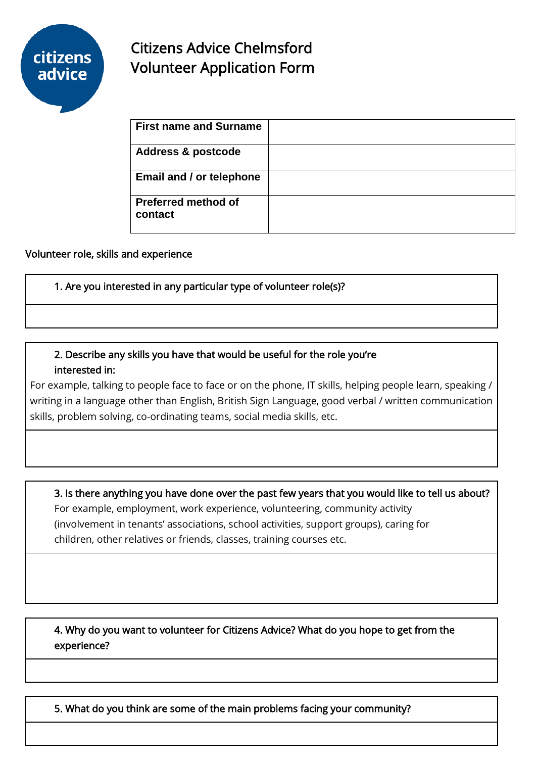# Citizens Advice Chelmsford Volunteer Application Form

| **First name and Surname** | |
|---|---|
| **Address & postcode** | |
| **Email and / or telephone** | |
| **Preferred method of contact** | |

Volunteer role, skills and experience

| 1. Are you interested in any particular type of volunteer role(s)? |
|---|
| |

| 2. Describe any skills you have that would be useful for the role you're interested in:<br>For example, talking to people face to face or on the phone, IT skills, helping people learn, speaking / writing in a language other than English, British Sign Language, good verbal / written communication skills, problem solving, co-ordinating teams, social media skills, etc. |
|---|
| |

| 3. Is there anything you have done over the past few years that you would like to tell us about?<br>For example, employment, work experience, volunteering, community activity (involvement in tenants' associations, school activities, support groups), caring for children, other relatives or friends, classes, training courses etc. |
|---|
| |

| 4. Why do you want to volunteer for Citizens Advice? What do you hope to get from the experience? |
|---|
| |

| 5. What do you think are some of the main problems facing your community? |
|---|
| |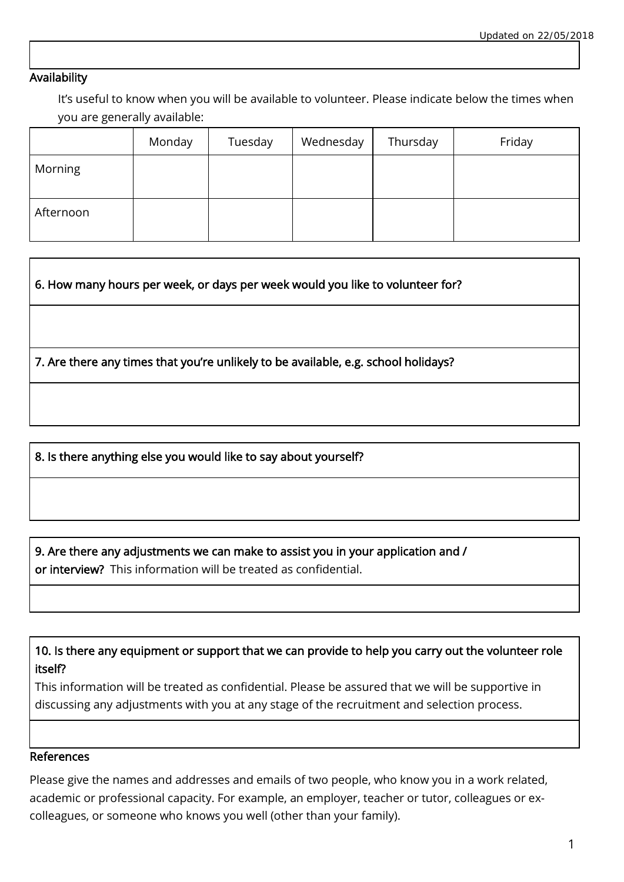## Availability

It's useful to know when you will be available to volunteer. Please indicate below the times when you are generally available:

| | Monday | Tuesday | Wednesday | Thursday | Friday |
|---|---|---|---|---|---|
| Morning | | | | | |
| Afternoon | | | | | |

**6. How many hours per week, or days per week would you like to volunteer for?**

**7. Are there any times that you're unlikely to be available, e.g. school holidays?**

**8. Is there anything else you would like to say about yourself?**

**9. Are there any adjustments we can make to assist you in your application and / or interview?** This information will be treated as confidential.

**10. Is there any equipment or support that we can provide to help you carry out the volunteer role itself?**

This information will be treated as confidential. Please be assured that we will be supportive in discussing any adjustments with you at any stage of the recruitment and selection process.

## References

Please give the names and addresses and emails of two people, who know you in a work related, academic or professional capacity. For example, an employer, teacher or tutor, colleagues or ex-colleagues, or someone who knows you well (other than your family).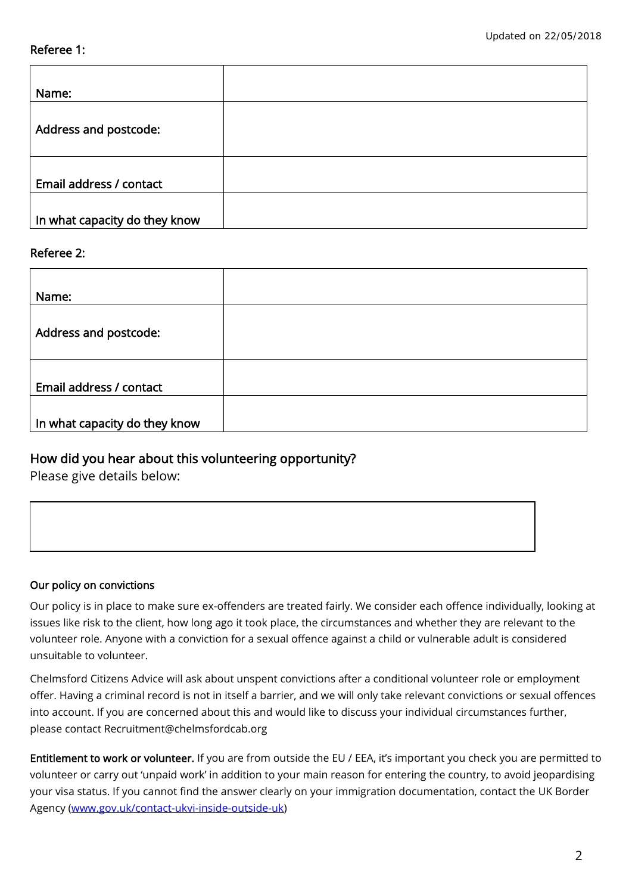Referee 1:

| Name: | |
|---|---|
| Address and postcode: | |
| Email address / contact | |
| In what capacity do they know | |

Referee 2:

| Name: | |
|---|---|
| Address and postcode: | |
| Email address / contact | |
| In what capacity do they know | |

## How did you hear about this volunteering opportunity?

Please give details below:

| |
|---|
| |

#### Our policy on convictions

Our policy is in place to make sure ex-offenders are treated fairly. We consider each offence individually, looking at issues like risk to the client, how long ago it took place, the circumstances and whether they are relevant to the volunteer role. Anyone with a conviction for a sexual offence against a child or vulnerable adult is considered unsuitable to volunteer.

Chelmsford Citizens Advice will ask about unspent convictions after a conditional volunteer role or employment offer. Having a criminal record is not in itself a barrier, and we will only take relevant convictions or sexual offences into account. If you are concerned about this and would like to discuss your individual circumstances further, please contact Recruitment@chelmsfordcab.org

**Entitlement to work or volunteer.** If you are from outside the EU / EEA, it's important you check you are permitted to volunteer or carry out 'unpaid work' in addition to your main reason for entering the country, to avoid jeopardising your visa status. If you cannot find the answer clearly on your immigration documentation, contact the UK Border Agency (www.gov.uk/contact-ukvi-inside-outside-uk)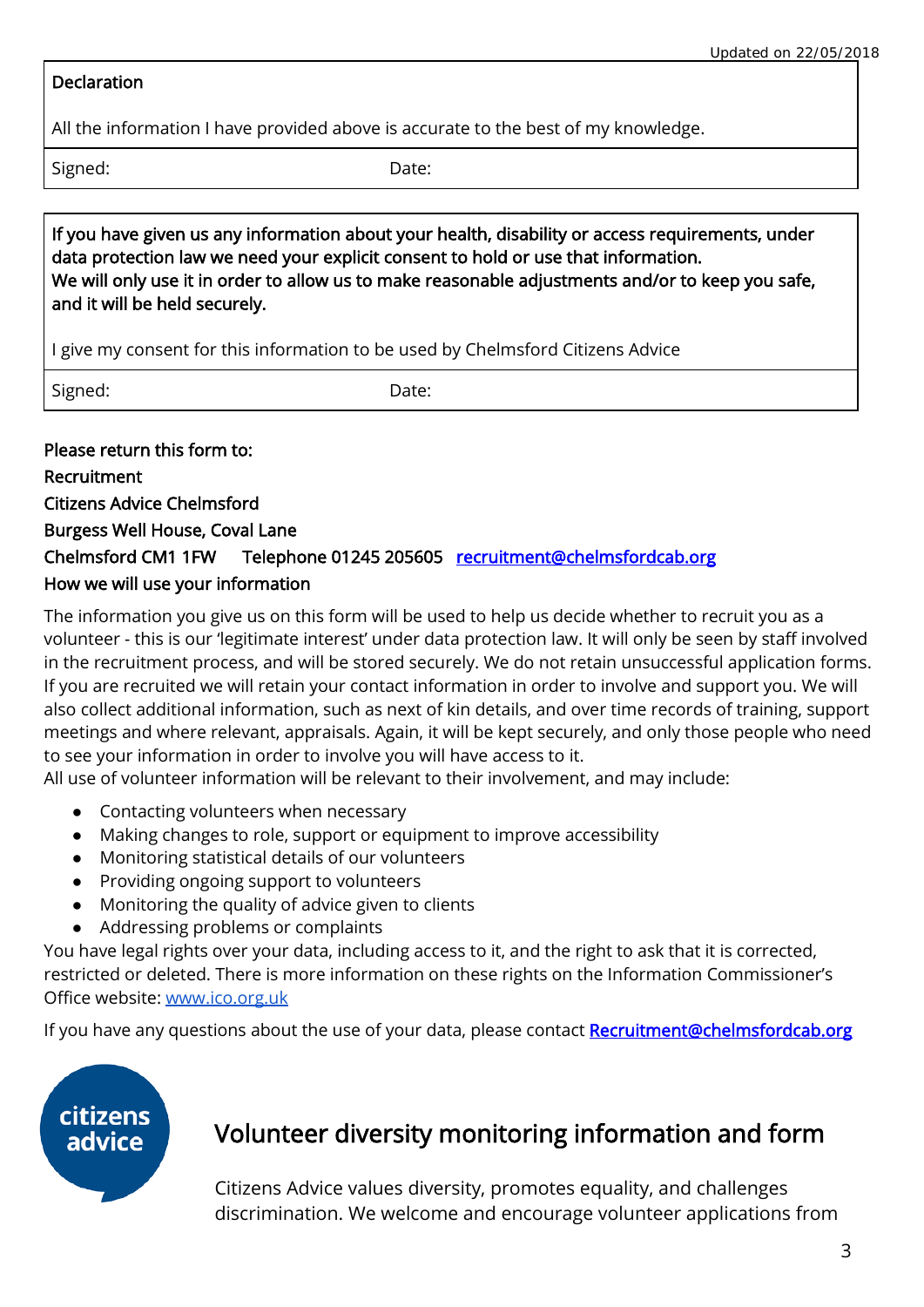| Declaration | |
|---|---|
| All the information I have provided above is accurate to the best of my knowledge. | |
| Signed: | Date: |

| **If you have given us any information about your health, disability or access requirements, under data protection law we need your explicit consent to hold or use that information. We will only use it in order to allow us to make reasonable adjustments and/or to keep you safe, and it will be held securely.** | |
|---|---|
| I give my consent for this information to be used by Chelmsford Citizens Advice | |
| Signed: | Date: |

**Please return this form to:**
**Recruitment**
**Citizens Advice Chelmsford**
**Burgess Well House, Coval Lane**
**Chelmsford CM1 1FW Telephone 01245 205605** recruitment@chelmsfordcab.org

**How we will use your information**

The information you give us on this form will be used to help us decide whether to recruit you as a volunteer - this is our 'legitimate interest' under data protection law. It will only be seen by staff involved in the recruitment process, and will be stored securely. We do not retain unsuccessful application forms. If you are recruited we will retain your contact information in order to involve and support you. We will also collect additional information, such as next of kin details, and over time records of training, support meetings and where relevant, appraisals. Again, it will be kept securely, and only those people who need to see your information in order to involve you will have access to it.
All use of volunteer information will be relevant to their involvement, and may include:

- Contacting volunteers when necessary
- Making changes to role, support or equipment to improve accessibility
- Monitoring statistical details of our volunteers
- Providing ongoing support to volunteers
- Monitoring the quality of advice given to clients
- Addressing problems or complaints

You have legal rights over your data, including access to it, and the right to ask that it is corrected, restricted or deleted. There is more information on these rights on the Information Commissioner's Office website: www.ico.org.uk

If you have any questions about the use of your data, please contact **Recruitment@chelmsfordcab.org**

citizens advice

# Volunteer diversity monitoring information and form

Citizens Advice values diversity, promotes equality, and challenges discrimination. We welcome and encourage volunteer applications from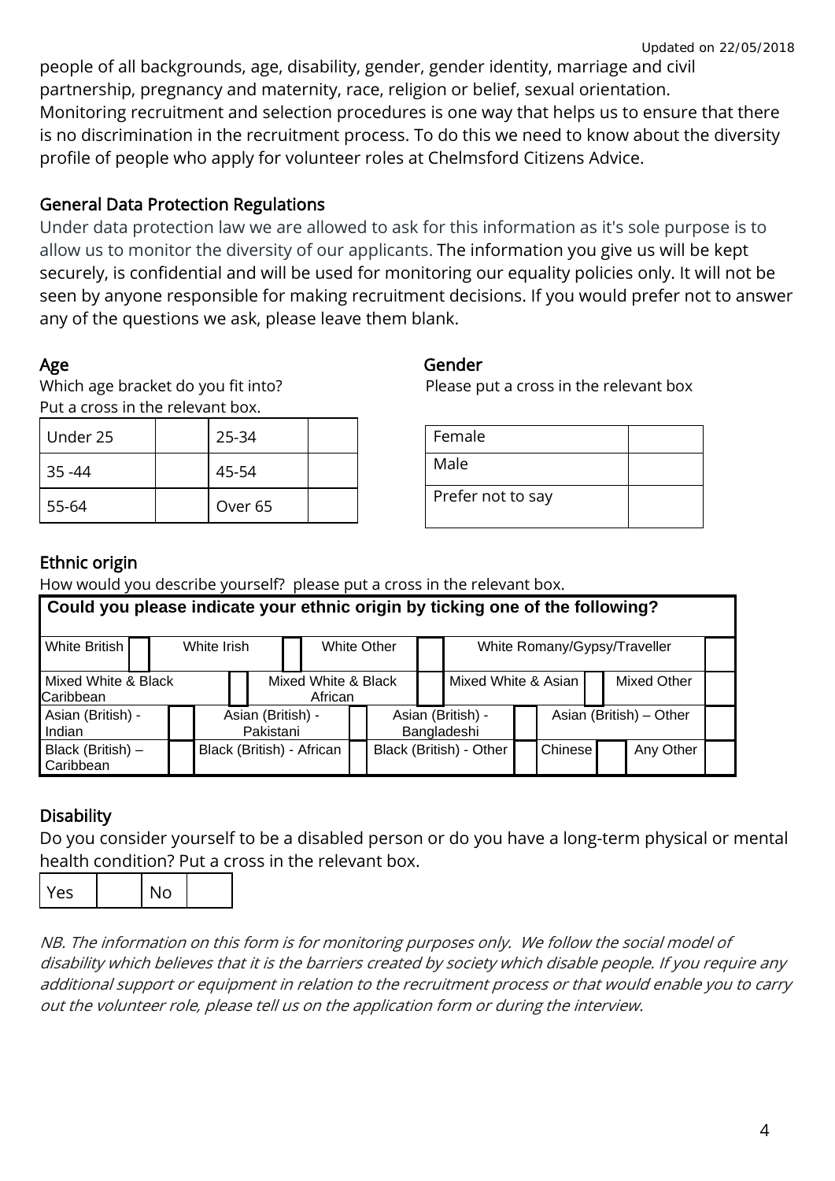Updated on 22/05/2018

people of all backgrounds, age, disability, gender, gender identity, marriage and civil partnership, pregnancy and maternity, race, religion or belief, sexual orientation. Monitoring recruitment and selection procedures is one way that helps us to ensure that there is no discrimination in the recruitment process. To do this we need to know about the diversity profile of people who apply for volunteer roles at Chelmsford Citizens Advice.

## General Data Protection Regulations

Under data protection law we are allowed to ask for this information as it's sole purpose is to allow us to monitor the diversity of our applicants. The information you give us will be kept securely, is confidential and will be used for monitoring our equality policies only. It will not be seen by anyone responsible for making recruitment decisions. If you would prefer not to answer any of the questions we ask, please leave them blank.

## Age

Which age bracket do you fit into?
Put a cross in the relevant box.

| | | | |
|---|---|---|---|
| Under 25 | | 25-34 | |
| 35 -44 | | 45-54 | |
| 55-64 | | Over 65 | |

## Gender

Please put a cross in the relevant box

| | |
|---|---|
| Female | |
| Male | |
| Prefer not to say | |

## Ethnic origin

How would you describe yourself? please put a cross in the relevant box.

**Could you please indicate your ethnic origin by ticking one of the following?**

| | | | | | | | |
|---|---|---|---|---|---|---|---|
| White British | | White Irish | | White Other | | White Romany/Gypsy/Traveller | |
| Mixed White & Black Caribbean | | Mixed White & Black African | | Mixed White & Asian | | Mixed Other | |
| Asian (British) - Indian | | Asian (British) - Pakistani | | Asian (British) - Bangladeshi | | Asian (British) – Other | |
| Black (British) – Caribbean | | Black (British) - African | | Black (British) - Other | | Chinese | |
| Any Other | | | | | | | |

## Disability

Do you consider yourself to be a disabled person or do you have a long-term physical or mental health condition? Put a cross in the relevant box.

| | | | |
|---|---|---|---|
| Yes | | No | |

*NB. The information on this form is for monitoring purposes only. We follow the social model of disability which believes that it is the barriers created by society which disable people. If you require any additional support or equipment in relation to the recruitment process or that would enable you to carry out the volunteer role, please tell us on the application form or during the interview.*